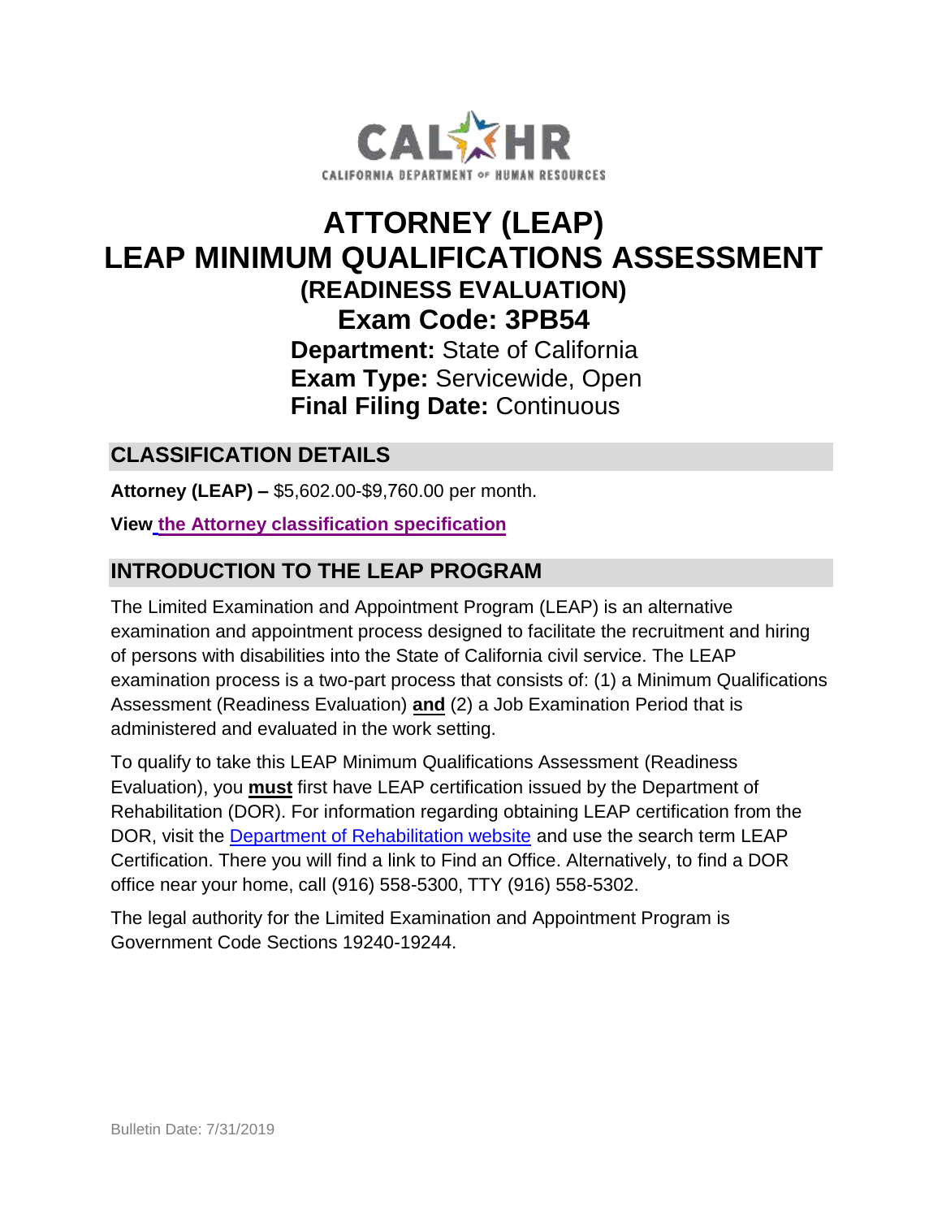CALHR
CALIFORNIA DEPARTMENT OF HUMAN RESOURCES

# ATTORNEY (LEAP)
# LEAP MINIMUM QUALIFICATIONS ASSESSMENT
## (READINESS EVALUATION)
## Exam Code: 3PB54

**Department:** State of California
**Exam Type:** Servicewide, Open
**Final Filing Date:** Continuous

## CLASSIFICATION DETAILS

**Attorney (LEAP) –** $5,602.00-$9,760.00 per month.

**View the Attorney classification specification**

## INTRODUCTION TO THE LEAP PROGRAM

The Limited Examination and Appointment Program (LEAP) is an alternative examination and appointment process designed to facilitate the recruitment and hiring of persons with disabilities into the State of California civil service. The LEAP examination process is a two-part process that consists of: (1) a Minimum Qualifications Assessment (Readiness Evaluation) **and** (2) a Job Examination Period that is administered and evaluated in the work setting.

To qualify to take this LEAP Minimum Qualifications Assessment (Readiness Evaluation), you **must** first have LEAP certification issued by the Department of Rehabilitation (DOR). For information regarding obtaining LEAP certification from the DOR, visit the Department of Rehabilitation website and use the search term LEAP Certification. There you will find a link to Find an Office. Alternatively, to find a DOR office near your home, call (916) 558-5300, TTY (916) 558-5302.

The legal authority for the Limited Examination and Appointment Program is Government Code Sections 19240-19244.

Bulletin Date: 7/31/2019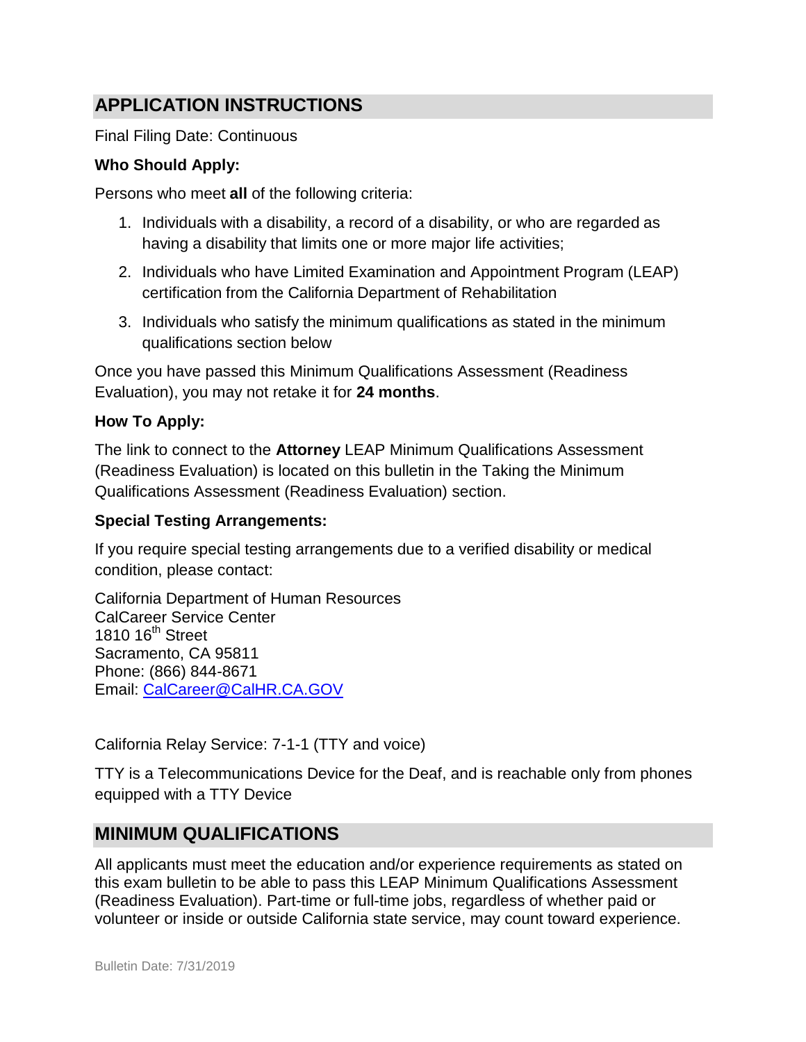## APPLICATION INSTRUCTIONS

Final Filing Date: Continuous

**Who Should Apply:**

Persons who meet **all** of the following criteria:

1. Individuals with a disability, a record of a disability, or who are regarded as having a disability that limits one or more major life activities;
2. Individuals who have Limited Examination and Appointment Program (LEAP) certification from the California Department of Rehabilitation
3. Individuals who satisfy the minimum qualifications as stated in the minimum qualifications section below

Once you have passed this Minimum Qualifications Assessment (Readiness Evaluation), you may not retake it for **24 months**.

**How To Apply:**

The link to connect to the **Attorney** LEAP Minimum Qualifications Assessment (Readiness Evaluation) is located on this bulletin in the Taking the Minimum Qualifications Assessment (Readiness Evaluation) section.

**Special Testing Arrangements:**

If you require special testing arrangements due to a verified disability or medical condition, please contact:

California Department of Human Resources
CalCareer Service Center
1810 16th Street
Sacramento, CA 95811
Phone: (866) 844-8671
Email: CalCareer@CalHR.CA.GOV

California Relay Service: 7-1-1 (TTY and voice)

TTY is a Telecommunications Device for the Deaf, and is reachable only from phones equipped with a TTY Device

## MINIMUM QUALIFICATIONS

All applicants must meet the education and/or experience requirements as stated on this exam bulletin to be able to pass this LEAP Minimum Qualifications Assessment (Readiness Evaluation). Part-time or full-time jobs, regardless of whether paid or volunteer or inside or outside California state service, may count toward experience.

Bulletin Date: 7/31/2019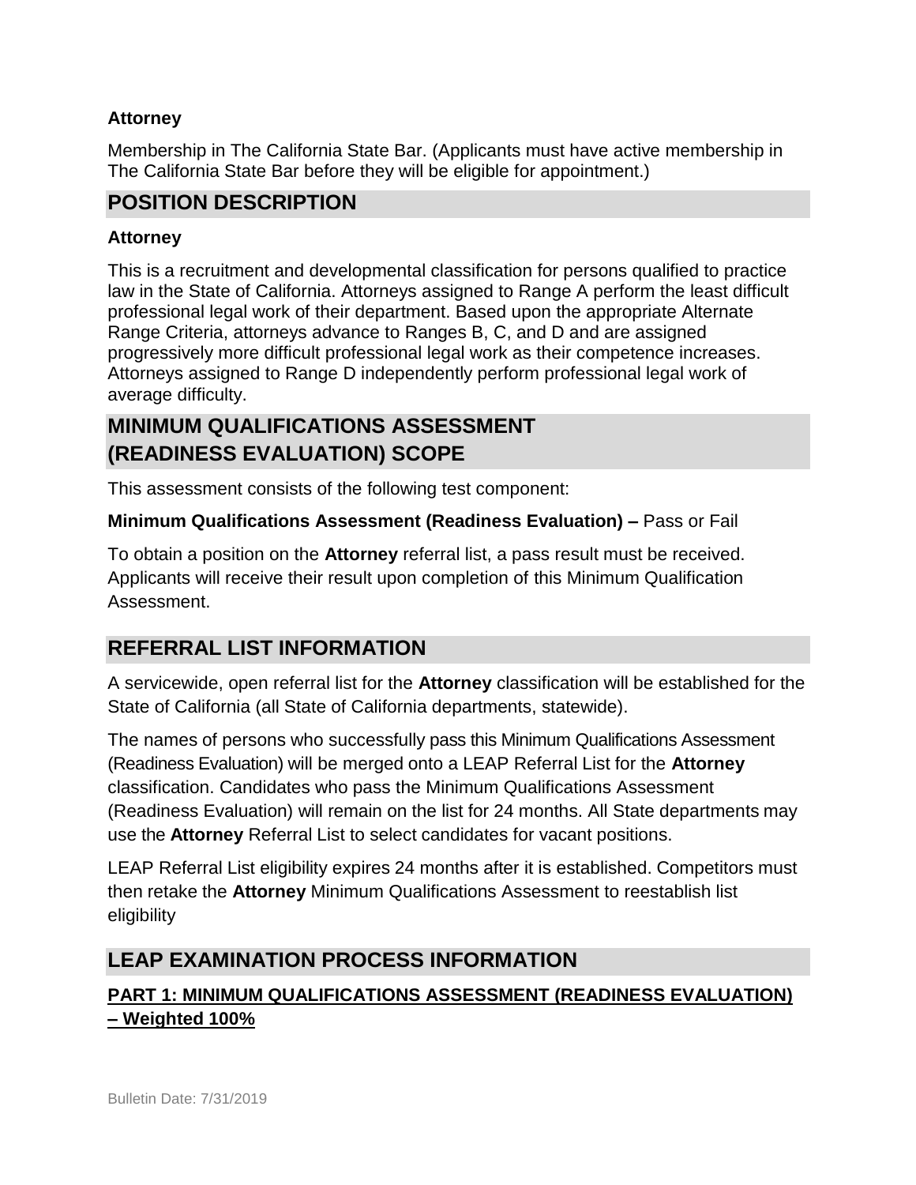**Attorney**

Membership in The California State Bar. (Applicants must have active membership in The California State Bar before they will be eligible for appointment.)

## POSITION DESCRIPTION

**Attorney**

This is a recruitment and developmental classification for persons qualified to practice law in the State of California. Attorneys assigned to Range A perform the least difficult professional legal work of their department. Based upon the appropriate Alternate Range Criteria, attorneys advance to Ranges B, C, and D and are assigned progressively more difficult professional legal work as their competence increases. Attorneys assigned to Range D independently perform professional legal work of average difficulty.

## MINIMUM QUALIFICATIONS ASSESSMENT (READINESS EVALUATION) SCOPE

This assessment consists of the following test component:

**Minimum Qualifications Assessment (Readiness Evaluation) –** Pass or Fail

To obtain a position on the **Attorney** referral list, a pass result must be received. Applicants will receive their result upon completion of this Minimum Qualification Assessment.

## REFERRAL LIST INFORMATION

A servicewide, open referral list for the **Attorney** classification will be established for the State of California (all State of California departments, statewide).

The names of persons who successfully pass this Minimum Qualifications Assessment (Readiness Evaluation) will be merged onto a LEAP Referral List for the **Attorney** classification. Candidates who pass the Minimum Qualifications Assessment (Readiness Evaluation) will remain on the list for 24 months. All State departments may use the **Attorney** Referral List to select candidates for vacant positions.

LEAP Referral List eligibility expires 24 months after it is established. Competitors must then retake the **Attorney** Minimum Qualifications Assessment to reestablish list eligibility

## LEAP EXAMINATION PROCESS INFORMATION

### PART 1: MINIMUM QUALIFICATIONS ASSESSMENT (READINESS EVALUATION) – Weighted 100%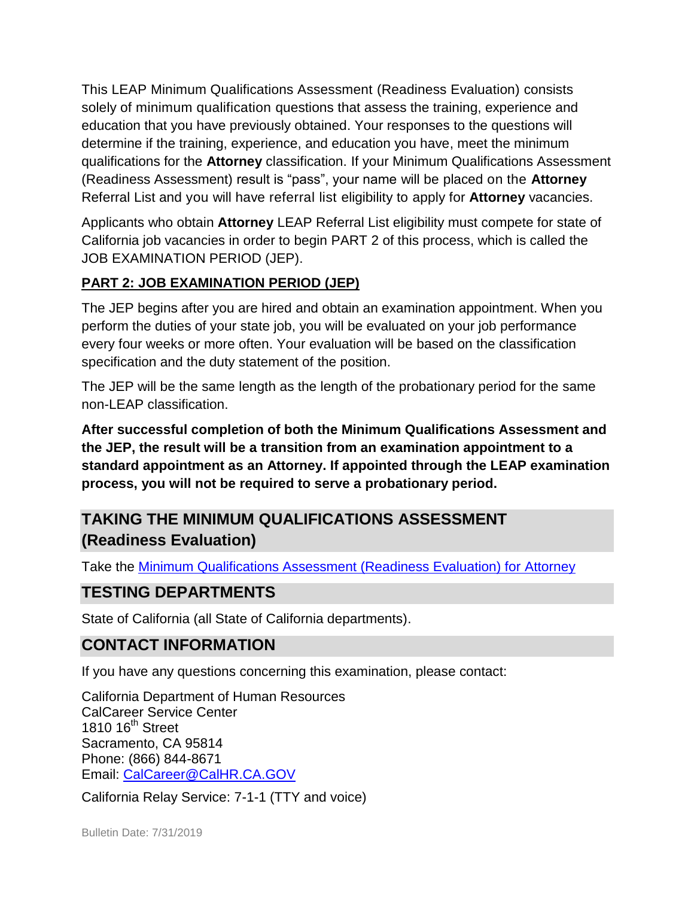This LEAP Minimum Qualifications Assessment (Readiness Evaluation) consists solely of minimum qualification questions that assess the training, experience and education that you have previously obtained. Your responses to the questions will determine if the training, experience, and education you have, meet the minimum qualifications for the **Attorney** classification. If your Minimum Qualifications Assessment (Readiness Assessment) result is "pass", your name will be placed on the **Attorney** Referral List and you will have referral list eligibility to apply for **Attorney** vacancies.

Applicants who obtain **Attorney** LEAP Referral List eligibility must compete for state of California job vacancies in order to begin PART 2 of this process, which is called the JOB EXAMINATION PERIOD (JEP).

**PART 2: JOB EXAMINATION PERIOD (JEP)**

The JEP begins after you are hired and obtain an examination appointment. When you perform the duties of your state job, you will be evaluated on your job performance every four weeks or more often. Your evaluation will be based on the classification specification and the duty statement of the position.

The JEP will be the same length as the length of the probationary period for the same non-LEAP classification.

**After successful completion of both the Minimum Qualifications Assessment and the JEP, the result will be a transition from an examination appointment to a standard appointment as an Attorney. If appointed through the LEAP examination process, you will not be required to serve a probationary period.**

## TAKING THE MINIMUM QUALIFICATIONS ASSESSMENT (Readiness Evaluation)

Take the [Minimum Qualifications Assessment (Readiness Evaluation) for Attorney]

## TESTING DEPARTMENTS

State of California (all State of California departments).

## CONTACT INFORMATION

If you have any questions concerning this examination, please contact:

California Department of Human Resources
CalCareer Service Center
1810 16th Street
Sacramento, CA 95814
Phone: (866) 844-8671
Email: CalCareer@CalHR.CA.GOV

California Relay Service: 7-1-1 (TTY and voice)

Bulletin Date: 7/31/2019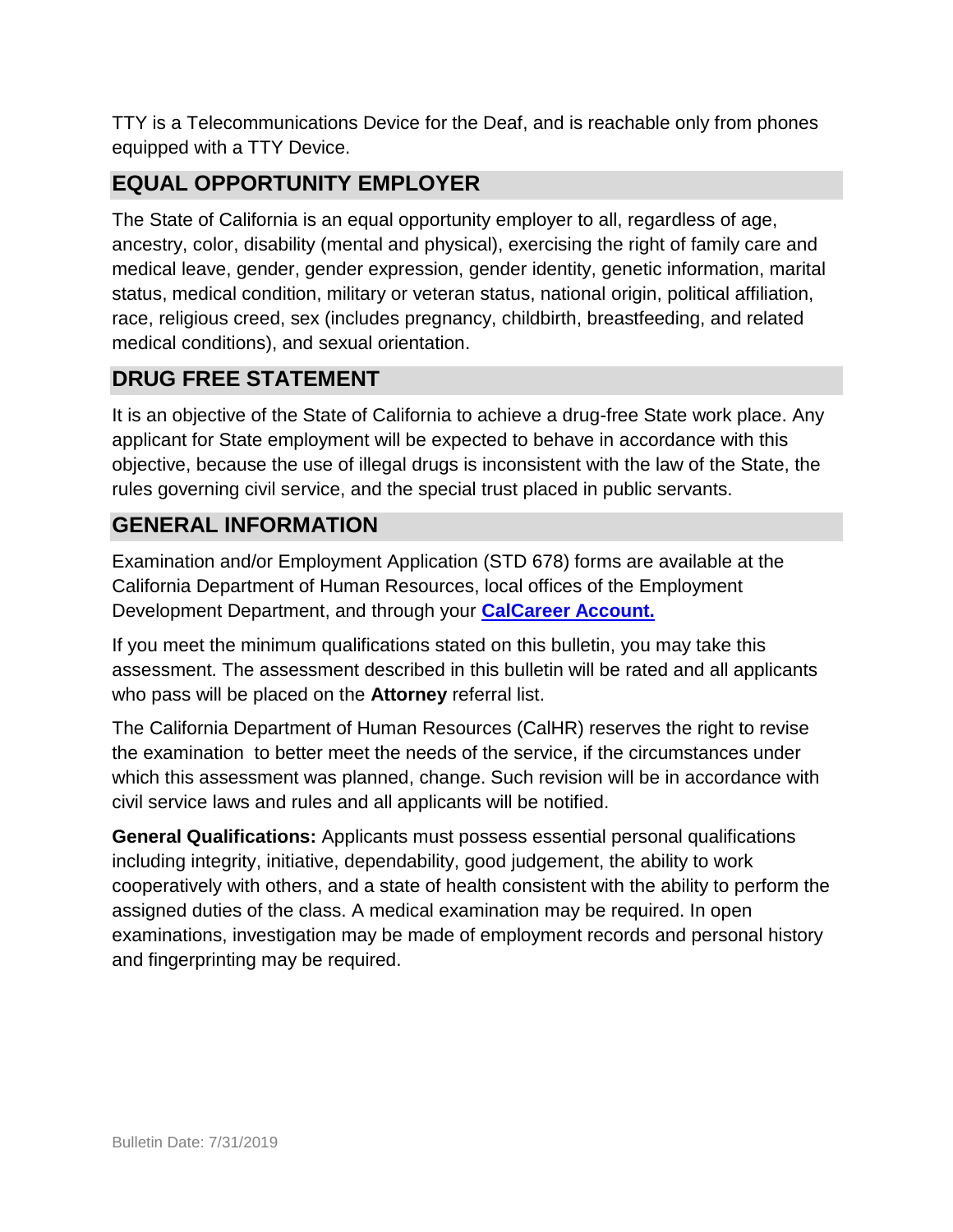TTY is a Telecommunications Device for the Deaf, and is reachable only from phones equipped with a TTY Device.

## EQUAL OPPORTUNITY EMPLOYER

The State of California is an equal opportunity employer to all, regardless of age, ancestry, color, disability (mental and physical), exercising the right of family care and medical leave, gender, gender expression, gender identity, genetic information, marital status, medical condition, military or veteran status, national origin, political affiliation, race, religious creed, sex (includes pregnancy, childbirth, breastfeeding, and related medical conditions), and sexual orientation.

## DRUG FREE STATEMENT

It is an objective of the State of California to achieve a drug-free State work place. Any applicant for State employment will be expected to behave in accordance with this objective, because the use of illegal drugs is inconsistent with the law of the State, the rules governing civil service, and the special trust placed in public servants.

## GENERAL INFORMATION

Examination and/or Employment Application (STD 678) forms are available at the California Department of Human Resources, local offices of the Employment Development Department, and through your **CalCareer Account.**

If you meet the minimum qualifications stated on this bulletin, you may take this assessment. The assessment described in this bulletin will be rated and all applicants who pass will be placed on the **Attorney** referral list.

The California Department of Human Resources (CalHR) reserves the right to revise the examination to better meet the needs of the service, if the circumstances under which this assessment was planned, change. Such revision will be in accordance with civil service laws and rules and all applicants will be notified.

**General Qualifications:** Applicants must possess essential personal qualifications including integrity, initiative, dependability, good judgement, the ability to work cooperatively with others, and a state of health consistent with the ability to perform the assigned duties of the class. A medical examination may be required. In open examinations, investigation may be made of employment records and personal history and fingerprinting may be required.

Bulletin Date: 7/31/2019